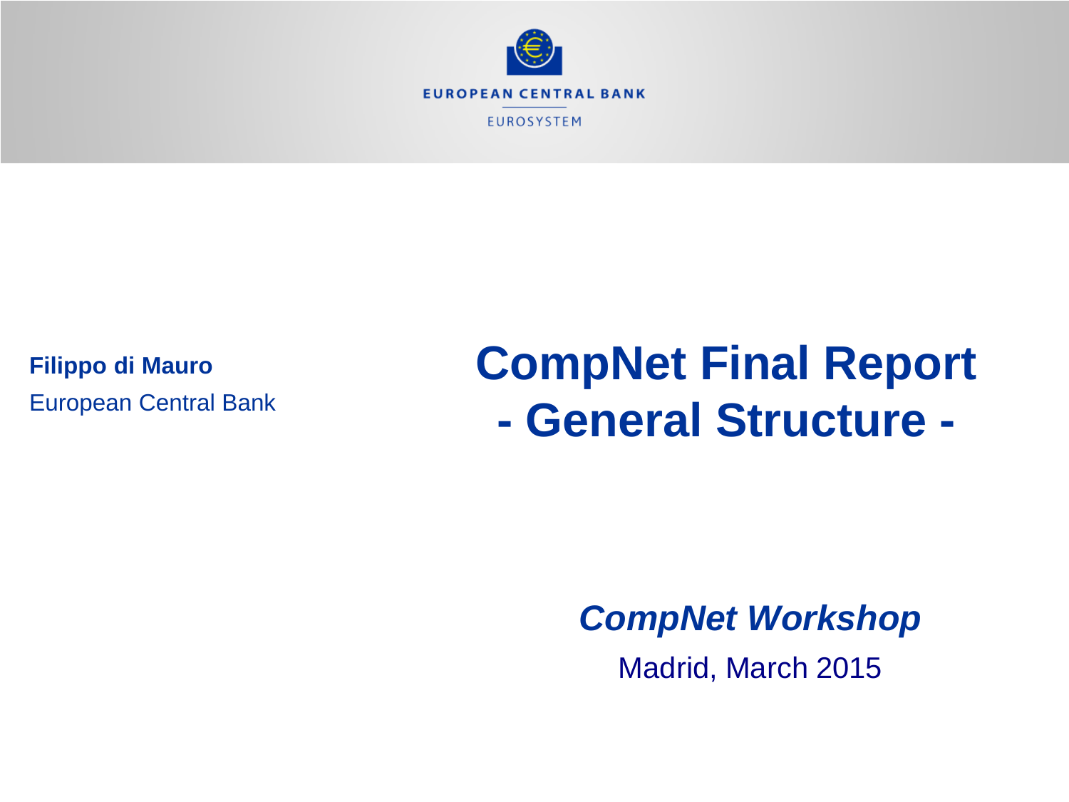EUROPEAN CENTRAL BANK

EUROSYSTEM

**Filippo di Mauro**

European Central Bank

# CompNet Final Report - General Structure -

***CompNet Workshop***

Madrid, March 2015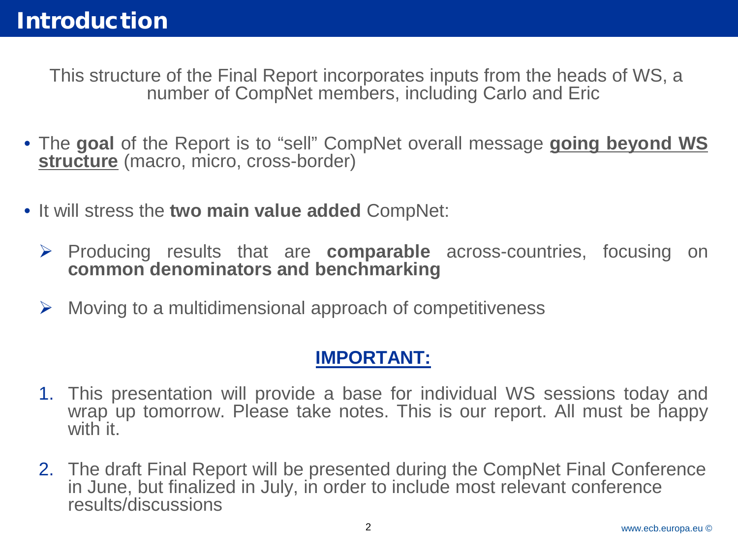# Introduction

This structure of the Final Report incorporates inputs from the heads of WS, a number of CompNet members, including Carlo and Eric

- The **goal** of the Report is to "sell" CompNet overall message **going beyond WS structure** (macro, micro, cross-border)

- It will stress the **two main value added** CompNet:
  - Producing results that are **comparable** across-countries, focusing on **common denominators and benchmarking**
  - Moving to a multidimensional approach of competitiveness

**IMPORTANT:**

1. This presentation will provide a base for individual WS sessions today and wrap up tomorrow. Please take notes. This is our report. All must be happy with it.

2. The draft Final Report will be presented during the CompNet Final Conference in June, but finalized in July, in order to include most relevant conference results/discussions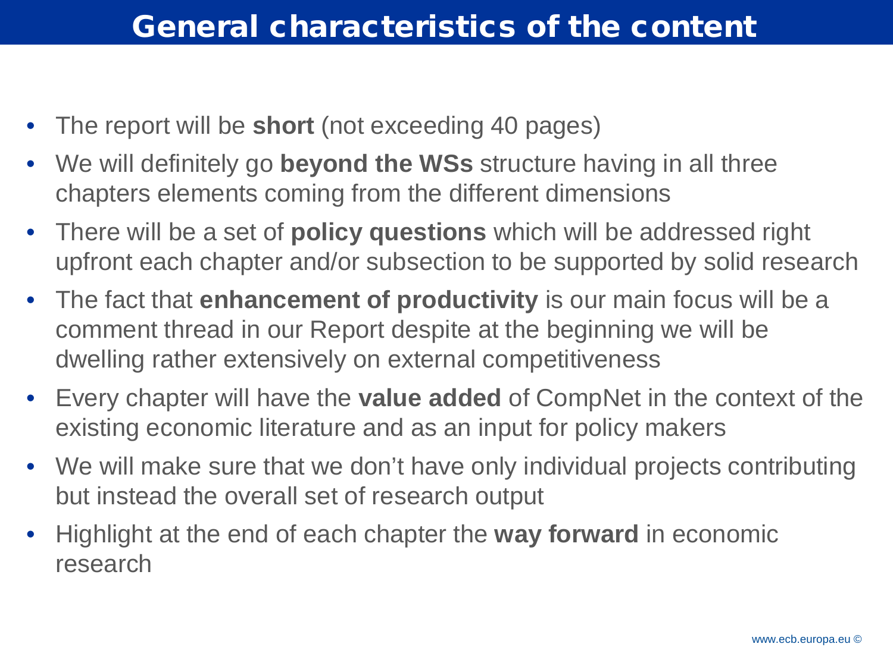# General characteristics of the content

- The report will be **short** (not exceeding 40 pages)
- We will definitely go **beyond the WSs** structure having in all three chapters elements coming from the different dimensions
- There will be a set of **policy questions** which will be addressed right upfront each chapter and/or subsection to be supported by solid research
- The fact that **enhancement of productivity** is our main focus will be a comment thread in our Report despite at the beginning we will be dwelling rather extensively on external competitiveness
- Every chapter will have the **value added** of CompNet in the context of the existing economic literature and as an input for policy makers
- We will make sure that we don't have only individual projects contributing but instead the overall set of research output
- Highlight at the end of each chapter the **way forward** in economic research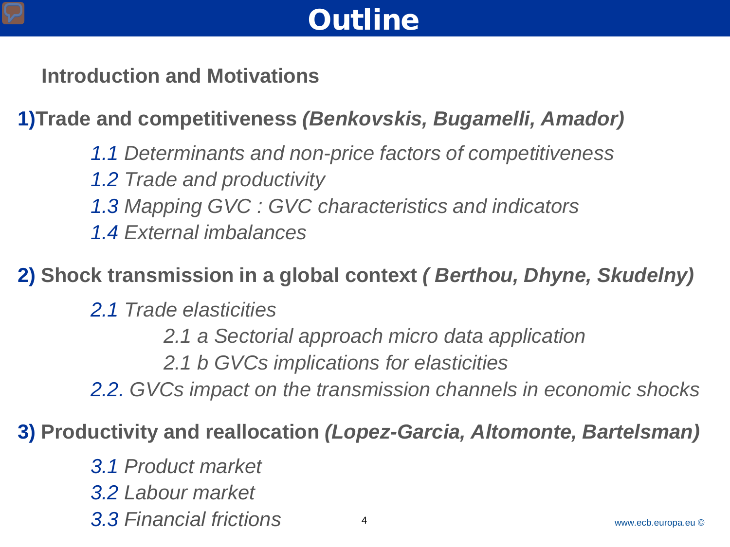# Outline

**Introduction and Motivations**

**1) Trade and competitiveness *(Benkovskis, Bugamelli, Amador)***

- *1.1 Determinants and non-price factors of competitiveness*
- *1.2 Trade and productivity*
- *1.3 Mapping GVC : GVC characteristics and indicators*
- *1.4 External imbalances*

**2) Shock transmission in a global context *( Berthou, Dhyne, Skudelny)***

- *2.1 Trade elasticities*
  - *2.1 a Sectorial approach micro data application*
  - *2.1 b GVCs implications for elasticities*
- *2.2. GVCs impact on the transmission channels in economic shocks*

**3) Productivity and reallocation *(Lopez-Garcia, Altomonte, Bartelsman)***

- *3.1 Product market*
- *3.2 Labour market*
- *3.3 Financial frictions*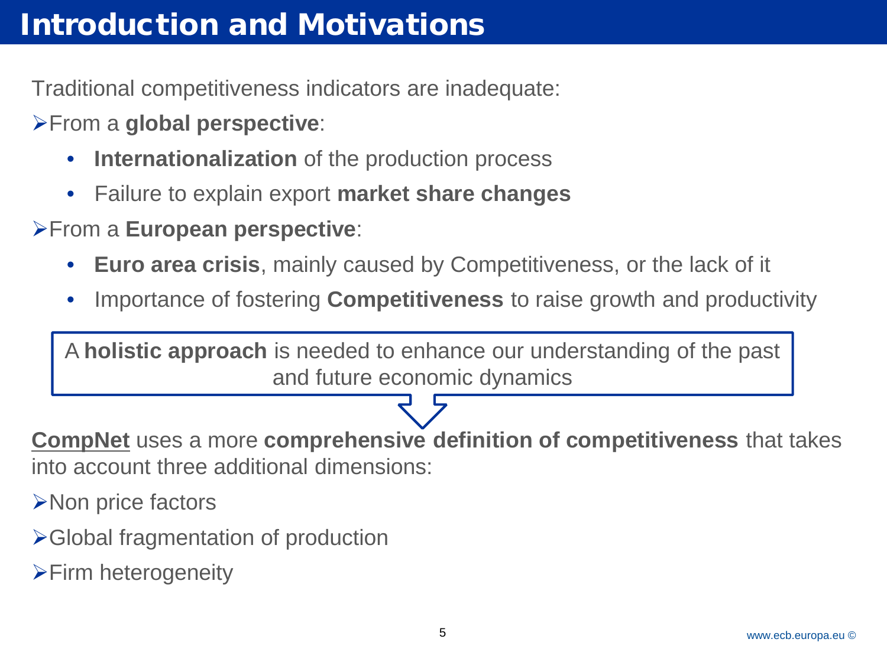# Introduction and Motivations

Traditional competitiveness indicators are inadequate:

- From a **global perspective**:
  - **Internationalization** of the production process
  - Failure to explain export **market share changes**
- From a **European perspective**:
  - **Euro area crisis**, mainly caused by Competitiveness, or the lack of it
  - Importance of fostering **Competitiveness** to raise growth and productivity

> A **holistic approach** is needed to enhance our understanding of the past and future economic dynamics

**CompNet** uses a more **comprehensive definition of competitiveness** that takes into account three additional dimensions:

- Non price factors
- Global fragmentation of production
- Firm heterogeneity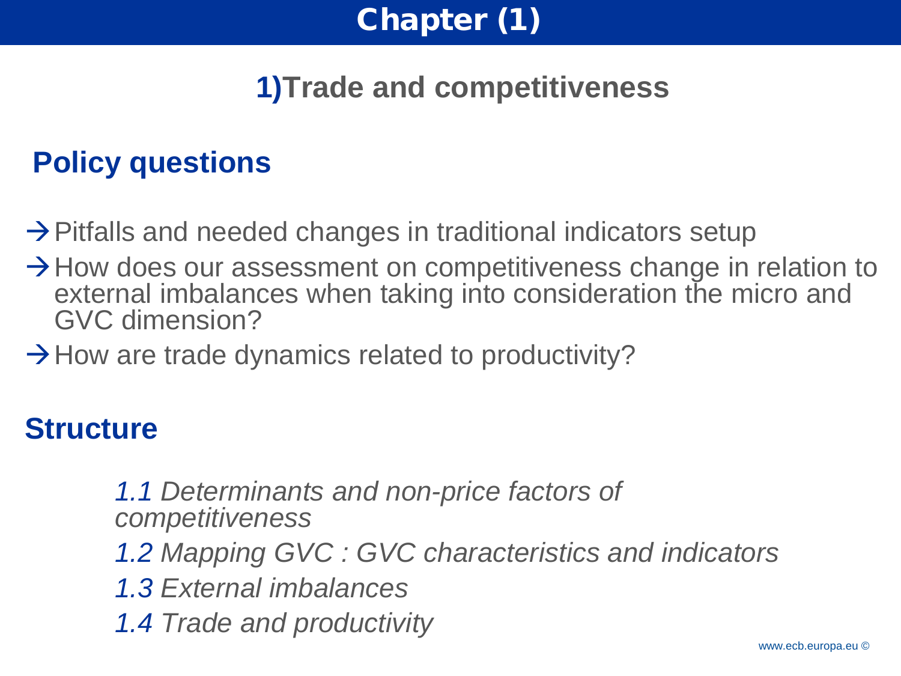# Chapter (1)

## 1) Trade and competitiveness

### Policy questions

→ Pitfalls and needed changes in traditional indicators setup

→ How does our assessment on competitiveness change in relation to external imbalances when taking into consideration the micro and GVC dimension?

→ How are trade dynamics related to productivity?

### Structure

*1.1 Determinants and non-price factors of competitiveness*

*1.2 Mapping GVC : GVC characteristics and indicators*

*1.3 External imbalances*

*1.4 Trade and productivity*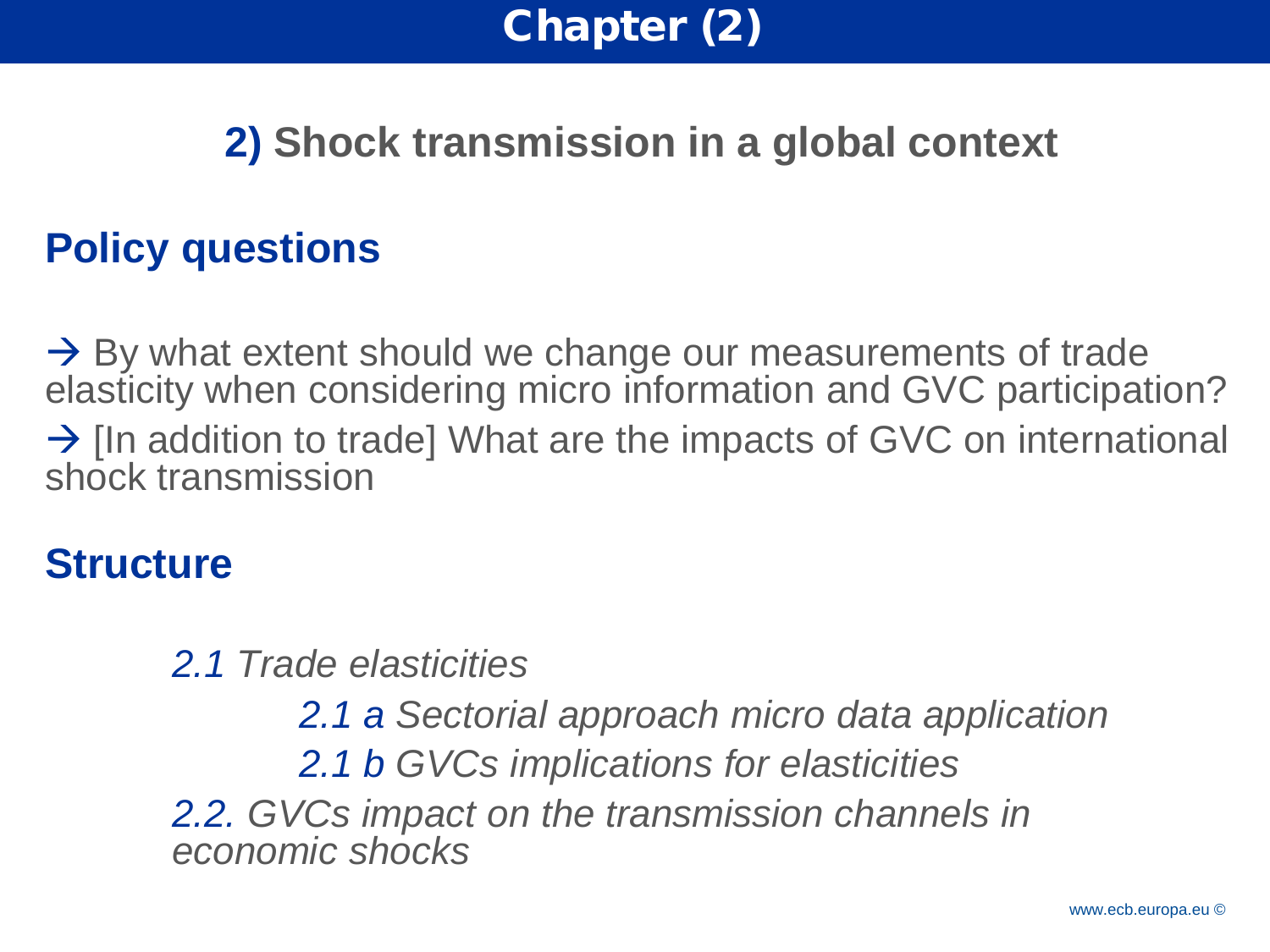# Chapter (2)

## 2) Shock transmission in a global context

### Policy questions

→ By what extent should we change our measurements of trade elasticity when considering micro information and GVC participation?

→ [In addition to trade] What are the impacts of GVC on international shock transmission

### Structure

*2.1 Trade elasticities*

*2.1 a Sectorial approach micro data application*

*2.1 b GVCs implications for elasticities*

*2.2. GVCs impact on the transmission channels in economic shocks*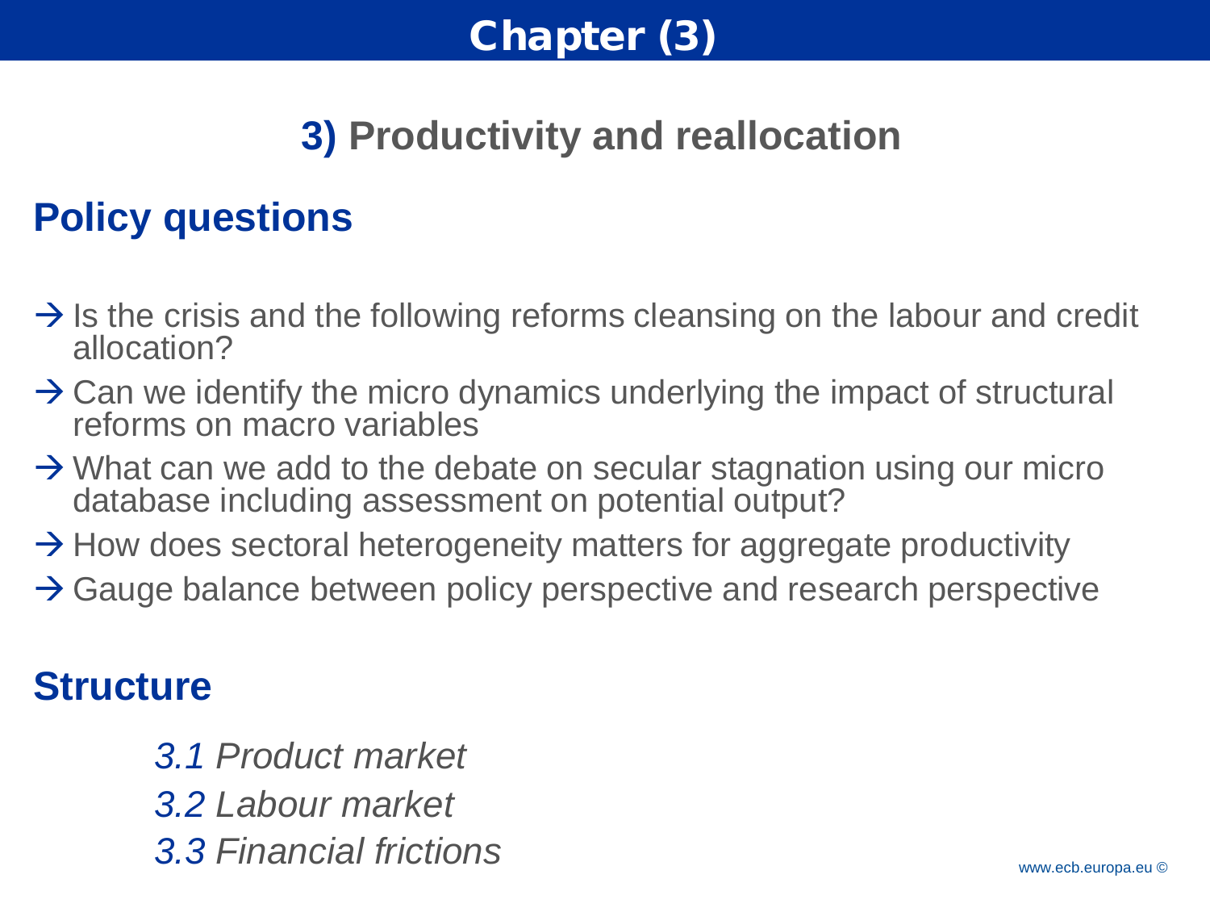# Chapter (3)

## 3) Productivity and reallocation

### Policy questions

- → Is the crisis and the following reforms cleansing on the labour and credit allocation?
- → Can we identify the micro dynamics underlying the impact of structural reforms on macro variables
- → What can we add to the debate on secular stagnation using our micro database including assessment on potential output?
- → How does sectoral heterogeneity matters for aggregate productivity
- → Gauge balance between policy perspective and research perspective

### Structure

*3.1 Product market*

*3.2 Labour market*

*3.3 Financial frictions*

www.ecb.europa.eu ©